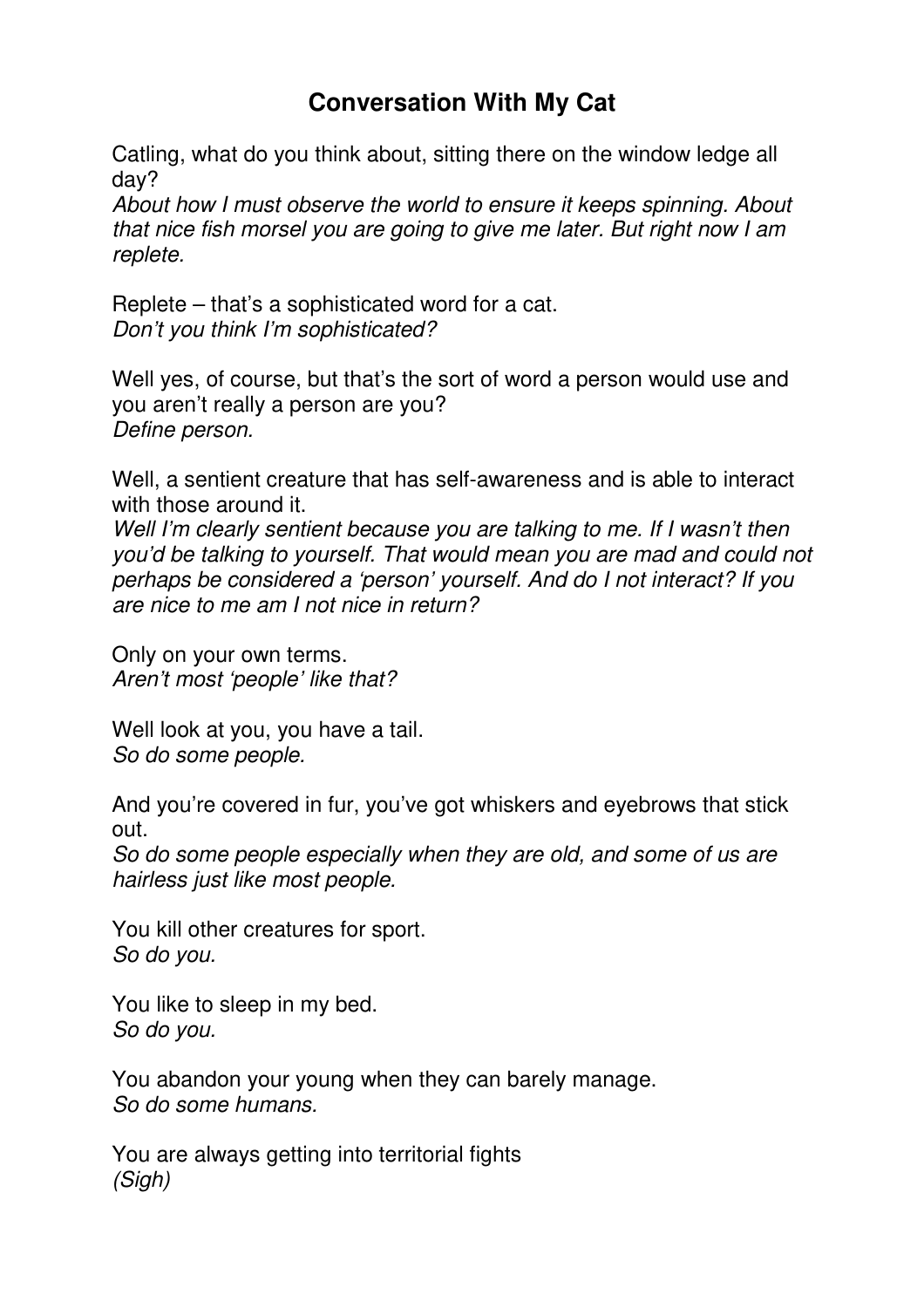# Conversation With My Cat

Catling, what do you think about, sitting there on the window ledge all day?
*About how I must observe the world to ensure it keeps spinning. About that nice fish morsel you are going to give me later. But right now I am replete.*

Replete – that's a sophisticated word for a cat.
*Don't you think I'm sophisticated?*

Well yes, of course, but that's the sort of word a person would use and you aren't really a person are you?
*Define person.*

Well, a sentient creature that has self-awareness and is able to interact with those around it.
*Well I'm clearly sentient because you are talking to me. If I wasn't then you'd be talking to yourself. That would mean you are mad and could not perhaps be considered a 'person' yourself. And do I not interact? If you are nice to me am I not nice in return?*

Only on your own terms.
*Aren't most 'people' like that?*

Well look at you, you have a tail.
*So do some people.*

And you're covered in fur, you've got whiskers and eyebrows that stick out.
*So do some people especially when they are old, and some of us are hairless just like most people.*

You kill other creatures for sport.
*So do you.*

You like to sleep in my bed.
*So do you.*

You abandon your young when they can barely manage.
*So do some humans.*

You are always getting into territorial fights
*(Sigh)*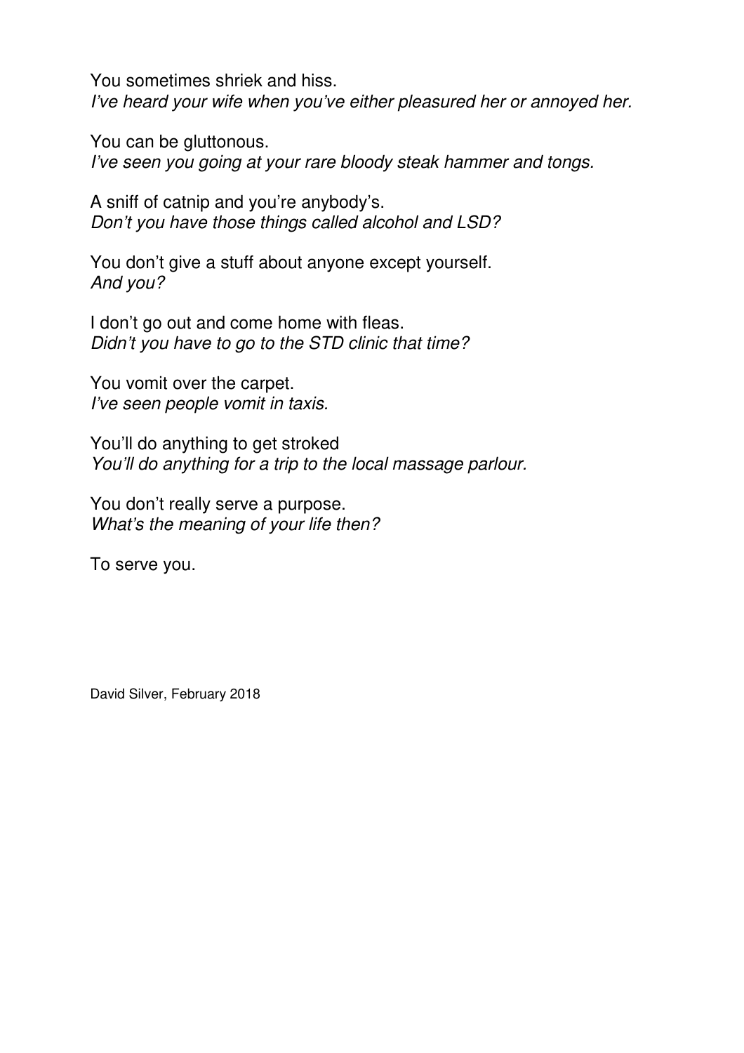You sometimes shriek and hiss.
*I've heard your wife when you've either pleasured her or annoyed her.*

You can be gluttonous.
*I've seen you going at your rare bloody steak hammer and tongs.*

A sniff of catnip and you're anybody's.
*Don't you have those things called alcohol and LSD?*

You don't give a stuff about anyone except yourself.
*And you?*

I don't go out and come home with fleas.
*Didn't you have to go to the STD clinic that time?*

You vomit over the carpet.
*I've seen people vomit in taxis.*

You'll do anything to get stroked
*You'll do anything for a trip to the local massage parlour.*

You don't really serve a purpose.
*What's the meaning of your life then?*

To serve you.

David Silver, February 2018